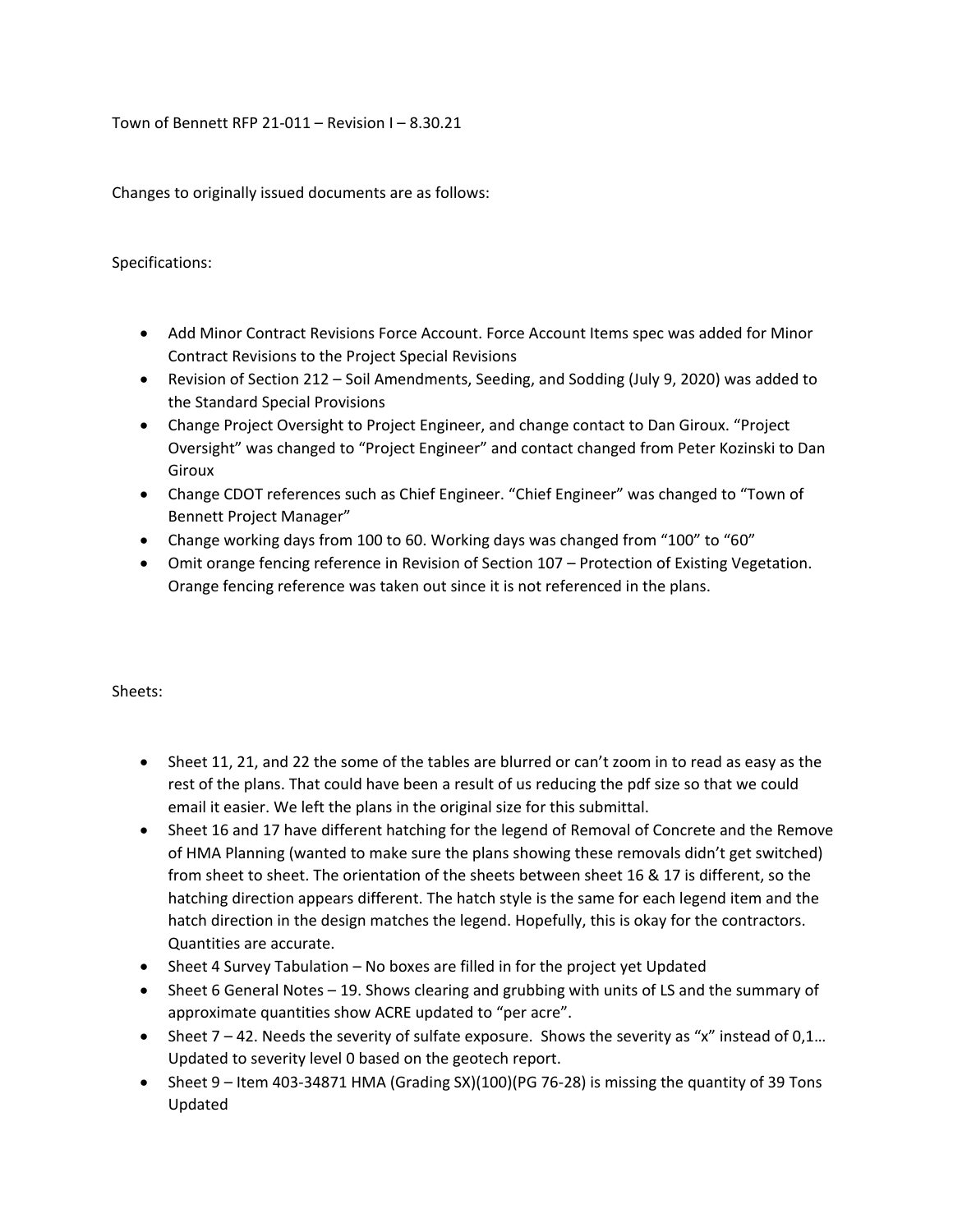Town of Bennett RFP 21-011 – Revision I – 8.30.21

Changes to originally issued documents are as follows:

Specifications:

- Add Minor Contract Revisions Force Account. Force Account Items spec was added for Minor Contract Revisions to the Project Special Revisions
- Revision of Section 212 – Soil Amendments, Seeding, and Sodding (July 9, 2020) was added to the Standard Special Provisions
- Change Project Oversight to Project Engineer, and change contact to Dan Giroux. "Project Oversight" was changed to "Project Engineer" and contact changed from Peter Kozinski to Dan Giroux
- Change CDOT references such as Chief Engineer. "Chief Engineer" was changed to "Town of Bennett Project Manager"
- Change working days from 100 to 60. Working days was changed from "100" to "60"
- Omit orange fencing reference in Revision of Section 107 – Protection of Existing Vegetation. Orange fencing reference was taken out since it is not referenced in the plans.

Sheets:

- Sheet 11, 21, and 22 the some of the tables are blurred or can't zoom in to read as easy as the rest of the plans. That could have been a result of us reducing the pdf size so that we could email it easier. We left the plans in the original size for this submittal.
- Sheet 16 and 17 have different hatching for the legend of Removal of Concrete and the Remove of HMA Planning (wanted to make sure the plans showing these removals didn't get switched) from sheet to sheet. The orientation of the sheets between sheet 16 & 17 is different, so the hatching direction appears different. The hatch style is the same for each legend item and the hatch direction in the design matches the legend. Hopefully, this is okay for the contractors. Quantities are accurate.
- Sheet 4 Survey Tabulation – No boxes are filled in for the project yet Updated
- Sheet 6 General Notes – 19. Shows clearing and grubbing with units of LS and the summary of approximate quantities show ACRE updated to "per acre".
- Sheet 7 – 42. Needs the severity of sulfate exposure. Shows the severity as "x" instead of 0,1… Updated to severity level 0 based on the geotech report.
- Sheet 9 – Item 403-34871 HMA (Grading SX)(100)(PG 76-28) is missing the quantity of 39 Tons Updated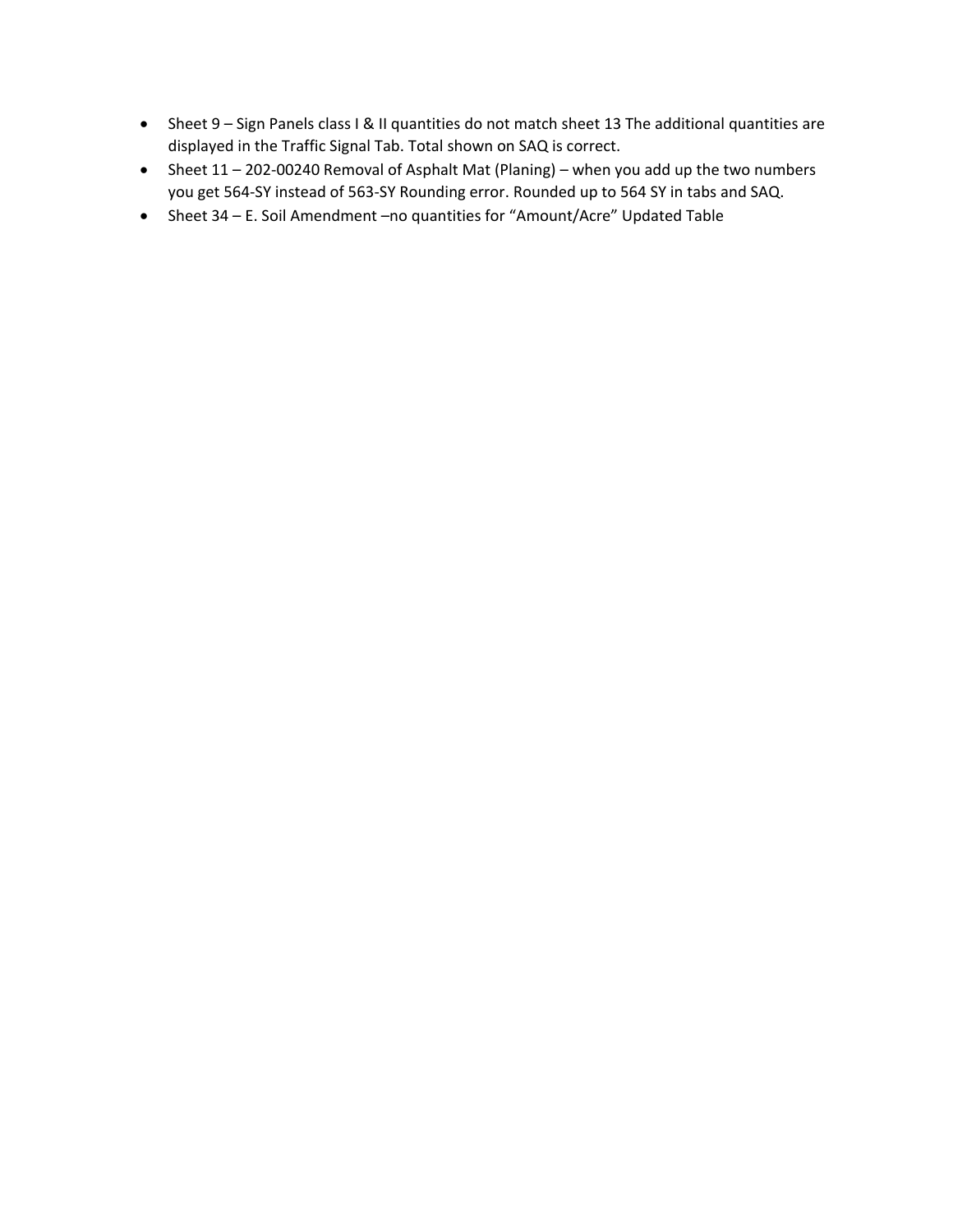- Sheet 9 – Sign Panels class I & II quantities do not match sheet 13 The additional quantities are displayed in the Traffic Signal Tab. Total shown on SAQ is correct.
- Sheet 11 – 202-00240 Removal of Asphalt Mat (Planing) – when you add up the two numbers you get 564-SY instead of 563-SY Rounding error. Rounded up to 564 SY in tabs and SAQ.
- Sheet 34 – E. Soil Amendment –no quantities for "Amount/Acre" Updated Table